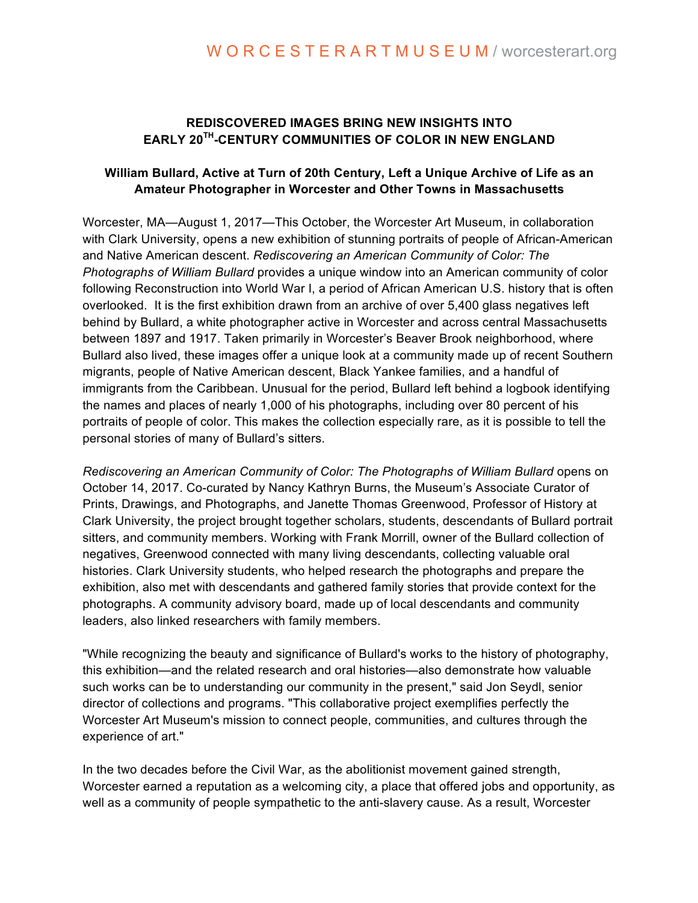WORCESTERARTMUSEUM / worcesterart.org

# REDISCOVERED IMAGES BRING NEW INSIGHTS INTO EARLY 20TH-CENTURY COMMUNITIES OF COLOR IN NEW ENGLAND

## William Bullard, Active at Turn of 20th Century, Left a Unique Archive of Life as an Amateur Photographer in Worcester and Other Towns in Massachusetts

Worcester, MA—August 1, 2017—This October, the Worcester Art Museum, in collaboration with Clark University, opens a new exhibition of stunning portraits of people of African-American and Native American descent. *Rediscovering an American Community of Color: The Photographs of William Bullard* provides a unique window into an American community of color following Reconstruction into World War I, a period of African American U.S. history that is often overlooked. It is the first exhibition drawn from an archive of over 5,400 glass negatives left behind by Bullard, a white photographer active in Worcester and across central Massachusetts between 1897 and 1917. Taken primarily in Worcester's Beaver Brook neighborhood, where Bullard also lived, these images offer a unique look at a community made up of recent Southern migrants, people of Native American descent, Black Yankee families, and a handful of immigrants from the Caribbean. Unusual for the period, Bullard left behind a logbook identifying the names and places of nearly 1,000 of his photographs, including over 80 percent of his portraits of people of color. This makes the collection especially rare, as it is possible to tell the personal stories of many of Bullard's sitters.

*Rediscovering an American Community of Color: The Photographs of William Bullard* opens on October 14, 2017. Co-curated by Nancy Kathryn Burns, the Museum's Associate Curator of Prints, Drawings, and Photographs, and Janette Thomas Greenwood, Professor of History at Clark University, the project brought together scholars, students, descendants of Bullard portrait sitters, and community members. Working with Frank Morrill, owner of the Bullard collection of negatives, Greenwood connected with many living descendants, collecting valuable oral histories. Clark University students, who helped research the photographs and prepare the exhibition, also met with descendants and gathered family stories that provide context for the photographs. A community advisory board, made up of local descendants and community leaders, also linked researchers with family members.

"While recognizing the beauty and significance of Bullard's works to the history of photography, this exhibition—and the related research and oral histories—also demonstrate how valuable such works can be to understanding our community in the present," said Jon Seydl, senior director of collections and programs. "This collaborative project exemplifies perfectly the Worcester Art Museum's mission to connect people, communities, and cultures through the experience of art."

In the two decades before the Civil War, as the abolitionist movement gained strength, Worcester earned a reputation as a welcoming city, a place that offered jobs and opportunity, as well as a community of people sympathetic to the anti-slavery cause. As a result, Worcester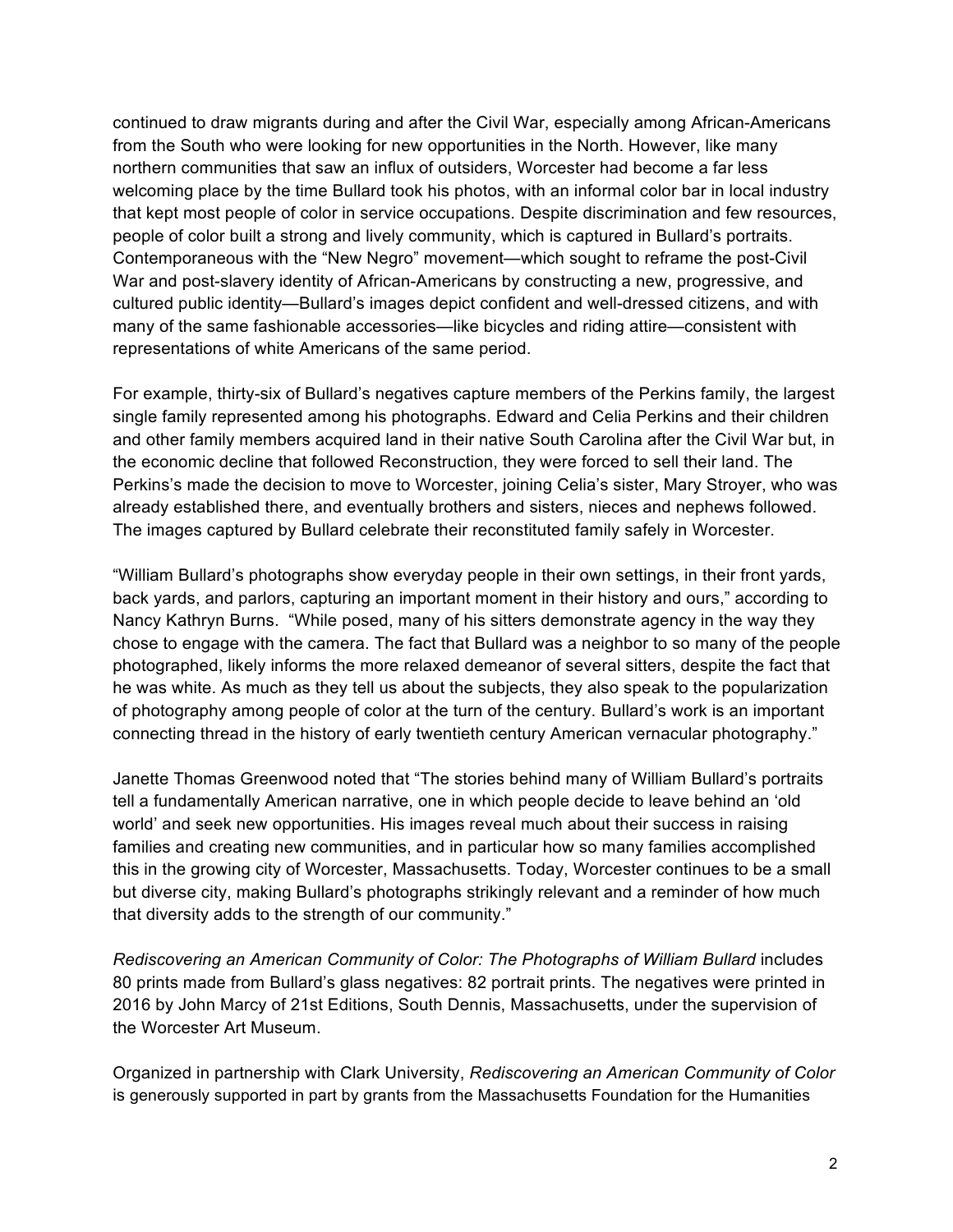continued to draw migrants during and after the Civil War, especially among African-Americans from the South who were looking for new opportunities in the North. However, like many northern communities that saw an influx of outsiders, Worcester had become a far less welcoming place by the time Bullard took his photos, with an informal color bar in local industry that kept most people of color in service occupations. Despite discrimination and few resources, people of color built a strong and lively community, which is captured in Bullard's portraits. Contemporaneous with the "New Negro" movement—which sought to reframe the post-Civil War and post-slavery identity of African-Americans by constructing a new, progressive, and cultured public identity—Bullard's images depict confident and well-dressed citizens, and with many of the same fashionable accessories—like bicycles and riding attire—consistent with representations of white Americans of the same period.

For example, thirty-six of Bullard's negatives capture members of the Perkins family, the largest single family represented among his photographs. Edward and Celia Perkins and their children and other family members acquired land in their native South Carolina after the Civil War but, in the economic decline that followed Reconstruction, they were forced to sell their land. The Perkins's made the decision to move to Worcester, joining Celia's sister, Mary Stroyer, who was already established there, and eventually brothers and sisters, nieces and nephews followed. The images captured by Bullard celebrate their reconstituted family safely in Worcester.

"William Bullard's photographs show everyday people in their own settings, in their front yards, back yards, and parlors, capturing an important moment in their history and ours," according to Nancy Kathryn Burns. "While posed, many of his sitters demonstrate agency in the way they chose to engage with the camera. The fact that Bullard was a neighbor to so many of the people photographed, likely informs the more relaxed demeanor of several sitters, despite the fact that he was white. As much as they tell us about the subjects, they also speak to the popularization of photography among people of color at the turn of the century. Bullard's work is an important connecting thread in the history of early twentieth century American vernacular photography."

Janette Thomas Greenwood noted that "The stories behind many of William Bullard's portraits tell a fundamentally American narrative, one in which people decide to leave behind an 'old world' and seek new opportunities. His images reveal much about their success in raising families and creating new communities, and in particular how so many families accomplished this in the growing city of Worcester, Massachusetts. Today, Worcester continues to be a small but diverse city, making Bullard's photographs strikingly relevant and a reminder of how much that diversity adds to the strength of our community."

*Rediscovering an American Community of Color: The Photographs of William Bullard* includes 80 prints made from Bullard's glass negatives: 82 portrait prints. The negatives were printed in 2016 by John Marcy of 21st Editions, South Dennis, Massachusetts, under the supervision of the Worcester Art Museum.

Organized in partnership with Clark University, *Rediscovering an American Community of Color* is generously supported in part by grants from the Massachusetts Foundation for the Humanities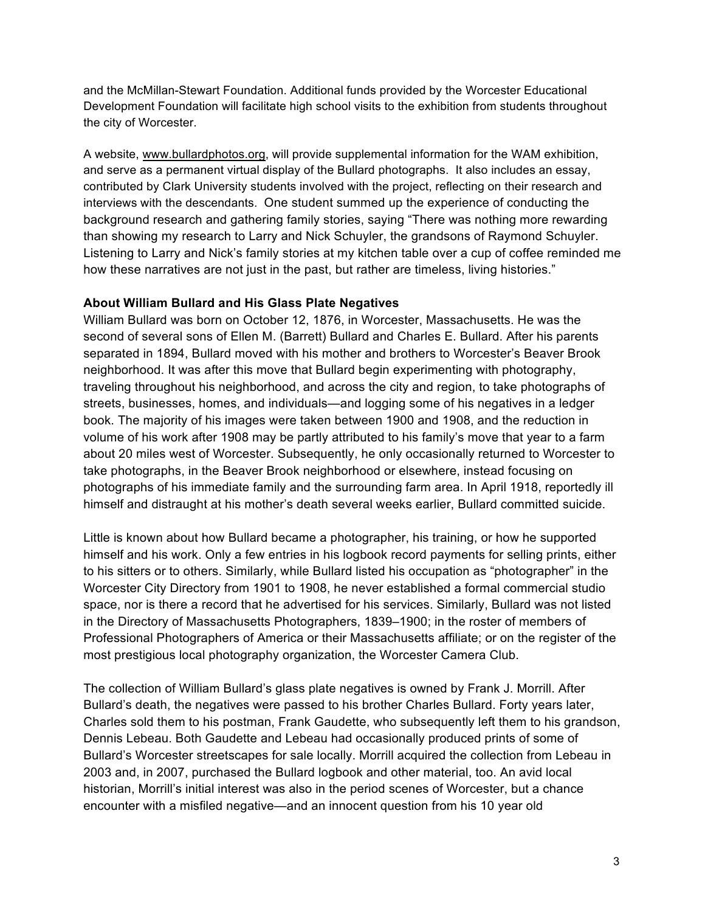and the McMillan-Stewart Foundation. Additional funds provided by the Worcester Educational Development Foundation will facilitate high school visits to the exhibition from students throughout the city of Worcester.

A website, www.bullardphotos.org, will provide supplemental information for the WAM exhibition, and serve as a permanent virtual display of the Bullard photographs. It also includes an essay, contributed by Clark University students involved with the project, reflecting on their research and interviews with the descendants. One student summed up the experience of conducting the background research and gathering family stories, saying "There was nothing more rewarding than showing my research to Larry and Nick Schuyler, the grandsons of Raymond Schuyler. Listening to Larry and Nick's family stories at my kitchen table over a cup of coffee reminded me how these narratives are not just in the past, but rather are timeless, living histories."

**About William Bullard and His Glass Plate Negatives**

William Bullard was born on October 12, 1876, in Worcester, Massachusetts. He was the second of several sons of Ellen M. (Barrett) Bullard and Charles E. Bullard. After his parents separated in 1894, Bullard moved with his mother and brothers to Worcester's Beaver Brook neighborhood. It was after this move that Bullard begin experimenting with photography, traveling throughout his neighborhood, and across the city and region, to take photographs of streets, businesses, homes, and individuals—and logging some of his negatives in a ledger book. The majority of his images were taken between 1900 and 1908, and the reduction in volume of his work after 1908 may be partly attributed to his family's move that year to a farm about 20 miles west of Worcester. Subsequently, he only occasionally returned to Worcester to take photographs, in the Beaver Brook neighborhood or elsewhere, instead focusing on photographs of his immediate family and the surrounding farm area. In April 1918, reportedly ill himself and distraught at his mother's death several weeks earlier, Bullard committed suicide.

Little is known about how Bullard became a photographer, his training, or how he supported himself and his work. Only a few entries in his logbook record payments for selling prints, either to his sitters or to others. Similarly, while Bullard listed his occupation as "photographer" in the Worcester City Directory from 1901 to 1908, he never established a formal commercial studio space, nor is there a record that he advertised for his services. Similarly, Bullard was not listed in the Directory of Massachusetts Photographers, 1839–1900; in the roster of members of Professional Photographers of America or their Massachusetts affiliate; or on the register of the most prestigious local photography organization, the Worcester Camera Club.

The collection of William Bullard's glass plate negatives is owned by Frank J. Morrill. After Bullard's death, the negatives were passed to his brother Charles Bullard. Forty years later, Charles sold them to his postman, Frank Gaudette, who subsequently left them to his grandson, Dennis Lebeau. Both Gaudette and Lebeau had occasionally produced prints of some of Bullard's Worcester streetscapes for sale locally. Morrill acquired the collection from Lebeau in 2003 and, in 2007, purchased the Bullard logbook and other material, too. An avid local historian, Morrill's initial interest was also in the period scenes of Worcester, but a chance encounter with a misfiled negative—and an innocent question from his 10 year old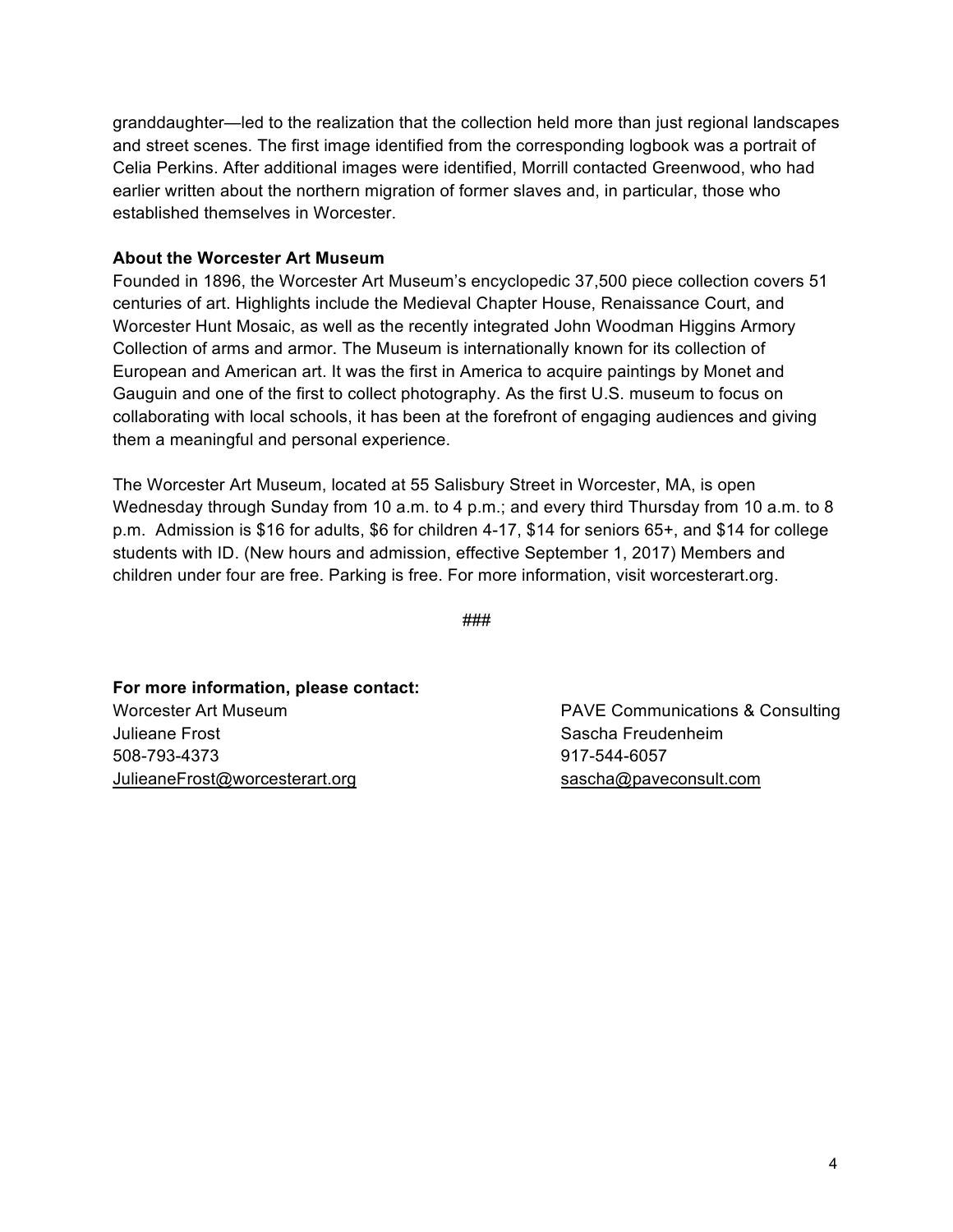granddaughter—led to the realization that the collection held more than just regional landscapes and street scenes. The first image identified from the corresponding logbook was a portrait of Celia Perkins. After additional images were identified, Morrill contacted Greenwood, who had earlier written about the northern migration of former slaves and, in particular, those who established themselves in Worcester.

**About the Worcester Art Museum**

Founded in 1896, the Worcester Art Museum's encyclopedic 37,500 piece collection covers 51 centuries of art. Highlights include the Medieval Chapter House, Renaissance Court, and Worcester Hunt Mosaic, as well as the recently integrated John Woodman Higgins Armory Collection of arms and armor. The Museum is internationally known for its collection of European and American art. It was the first in America to acquire paintings by Monet and Gauguin and one of the first to collect photography. As the first U.S. museum to focus on collaborating with local schools, it has been at the forefront of engaging audiences and giving them a meaningful and personal experience.

The Worcester Art Museum, located at 55 Salisbury Street in Worcester, MA, is open Wednesday through Sunday from 10 a.m. to 4 p.m.; and every third Thursday from 10 a.m. to 8 p.m. Admission is $16 for adults, $6 for children 4-17, $14 for seniors 65+, and $14 for college students with ID. (New hours and admission, effective September 1, 2017) Members and children under four are free. Parking is free. For more information, visit worcesterart.org.

###

**For more information, please contact:**

Worcester Art Museum
Julieane Frost
508-793-4373
JulieaneFrost@worcesterart.org

PAVE Communications & Consulting
Sascha Freudenheim
917-544-6057
sascha@paveconsult.com